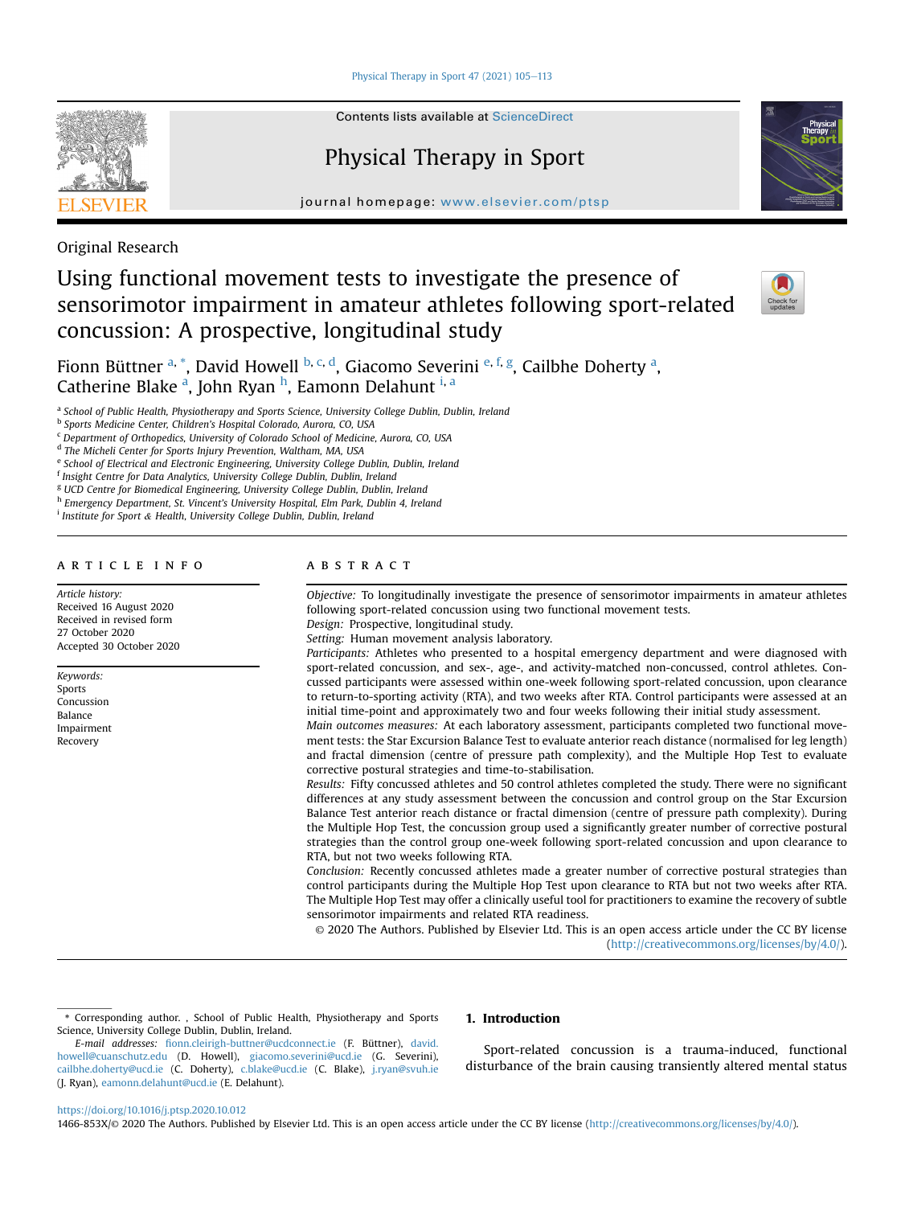Original Research

# Using functional movement tests to investigate the presence of sensorimotor impairment in amateur athletes following sport-related concussion: A prospective, longitudinal study

Fionn Büttner [a, *], David Howell [b, c, d], Giacomo Severini [e, f, g], Cailbhe Doherty [a], Catherine Blake [a], John Ryan [h], Eamonn Delahunt [i, a]

[a] School of Public Health, Physiotherapy and Sports Science, University College Dublin, Dublin, Ireland
[b] Sports Medicine Center, Children's Hospital Colorado, Aurora, CO, USA
[c] Department of Orthopedics, University of Colorado School of Medicine, Aurora, CO, USA
[d] The Micheli Center for Sports Injury Prevention, Waltham, MA, USA
[e] School of Electrical and Electronic Engineering, University College Dublin, Dublin, Ireland
[f] Insight Centre for Data Analytics, University College Dublin, Dublin, Ireland
[g] UCD Centre for Biomedical Engineering, University College Dublin, Dublin, Ireland
[h] Emergency Department, St. Vincent's University Hospital, Elm Park, Dublin 4, Ireland
[i] Institute for Sport & Health, University College Dublin, Dublin, Ireland

## ARTICLE INFO

*Article history:*
Received 16 August 2020
Received in revised form 27 October 2020
Accepted 30 October 2020

*Keywords:*
Sports
Concussion
Balance
Impairment
Recovery

## ABSTRACT

*Objective:* To longitudinally investigate the presence of sensorimotor impairments in amateur athletes following sport-related concussion using two functional movement tests.

*Design:* Prospective, longitudinal study.

*Setting:* Human movement analysis laboratory.

*Participants:* Athletes who presented to a hospital emergency department and were diagnosed with sport-related concussion, and sex-, age-, and activity-matched non-concussed, control athletes. Concussed participants were assessed within one-week following sport-related concussion, upon clearance to return-to-sporting activity (RTA), and two weeks after RTA. Control participants were assessed at an initial time-point and approximately two and four weeks following their initial study assessment.

*Main outcomes measures:* At each laboratory assessment, participants completed two functional movement tests: the Star Excursion Balance Test to evaluate anterior reach distance (normalised for leg length) and fractal dimension (centre of pressure path complexity), and the Multiple Hop Test to evaluate corrective postural strategies and time-to-stabilisation.

*Results:* Fifty concussed athletes and 50 control athletes completed the study. There were no significant differences at any study assessment between the concussion and control group on the Star Excursion Balance Test anterior reach distance or fractal dimension (centre of pressure path complexity). During the Multiple Hop Test, the concussion group used a significantly greater number of corrective postural strategies than the control group one-week following sport-related concussion and upon clearance to RTA, but not two weeks following RTA.

*Conclusion:* Recently concussed athletes made a greater number of corrective postural strategies than control participants during the Multiple Hop Test upon clearance to RTA but not two weeks after RTA. The Multiple Hop Test may offer a clinically useful tool for practitioners to examine the recovery of subtle sensorimotor impairments and related RTA readiness.

© 2020 The Authors. Published by Elsevier Ltd. This is an open access article under the CC BY license (http://creativecommons.org/licenses/by/4.0/).

## 1. Introduction

Sport-related concussion is a trauma-induced, functional disturbance of the brain causing transiently altered mental status

---

* Corresponding author. , School of Public Health, Physiotherapy and Sports Science, University College Dublin, Dublin, Ireland.

*E-mail addresses:* fionn.cleirigh-buttner@ucdconnect.ie (F. Büttner), david.howell@cuanschutz.edu (D. Howell), giacomo.severini@ucd.ie (G. Severini), cailbhe.doherty@ucd.ie (C. Doherty), c.blake@ucd.ie (C. Blake), j.ryan@svuh.ie (J. Ryan), eamonn.delahunt@ucd.ie (E. Delahunt).

https://doi.org/10.1016/j.ptsp.2020.10.012
1466-853X/© 2020 The Authors. Published by Elsevier Ltd. This is an open access article under the CC BY license (http://creativecommons.org/licenses/by/4.0/).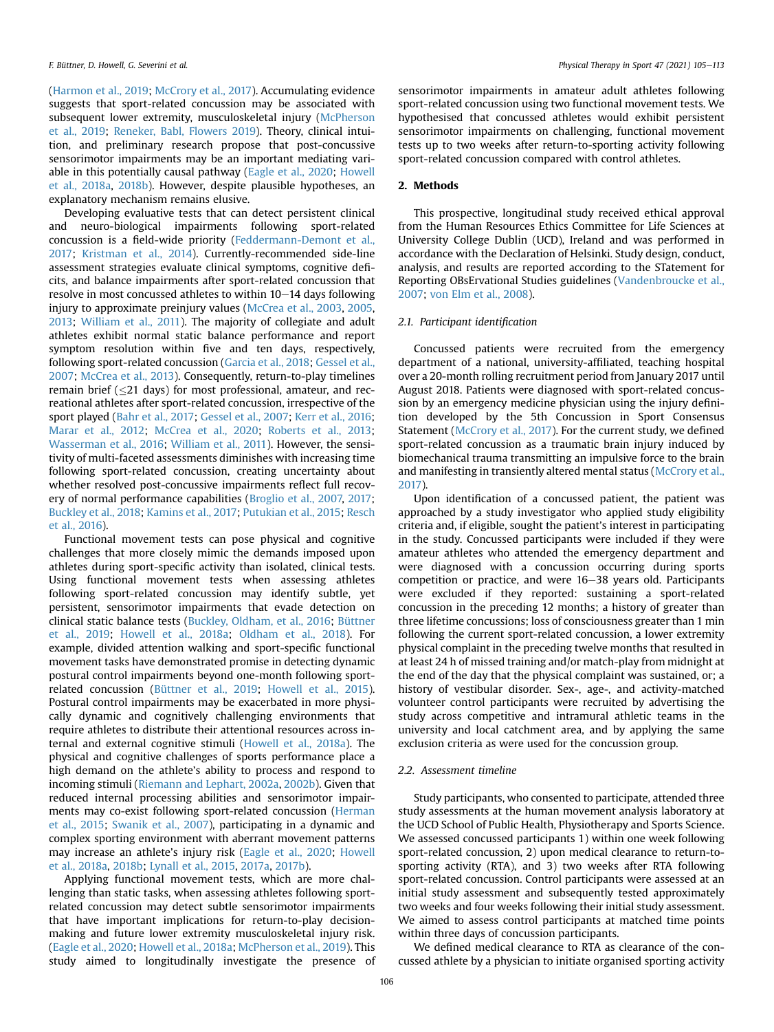(Harmon et al., 2019; McCrory et al., 2017). Accumulating evidence suggests that sport-related concussion may be associated with subsequent lower extremity, musculoskeletal injury (McPherson et al., 2019; Reneker, Babl, Flowers 2019). Theory, clinical intuition, and preliminary research propose that post-concussive sensorimotor impairments may be an important mediating variable in this potentially causal pathway (Eagle et al., 2020; Howell et al., 2018a, 2018b). However, despite plausible hypotheses, an explanatory mechanism remains elusive.

Developing evaluative tests that can detect persistent clinical and neuro-biological impairments following sport-related concussion is a field-wide priority (Feddermann-Demont et al., 2017; Kristman et al., 2014). Currently-recommended side-line assessment strategies evaluate clinical symptoms, cognitive deficits, and balance impairments after sport-related concussion that resolve in most concussed athletes to within 10–14 days following injury to approximate preinjury values (McCrea et al., 2003, 2005, 2013; William et al., 2011). The majority of collegiate and adult athletes exhibit normal static balance performance and report symptom resolution within five and ten days, respectively, following sport-related concussion (Garcia et al., 2018; Gessel et al., 2007; McCrea et al., 2013). Consequently, return-to-play timelines remain brief (≤21 days) for most professional, amateur, and recreational athletes after sport-related concussion, irrespective of the sport played (Bahr et al., 2017; Gessel et al., 2007; Kerr et al., 2016; Marar et al., 2012; McCrea et al., 2020; Roberts et al., 2013; Wasserman et al., 2016; William et al., 2011). However, the sensitivity of multi-faceted assessments diminishes with increasing time following sport-related concussion, creating uncertainty about whether resolved post-concussive impairments reflect full recovery of normal performance capabilities (Broglio et al., 2007, 2017; Buckley et al., 2018; Kamins et al., 2017; Putukian et al., 2015; Resch et al., 2016).

Functional movement tests can pose physical and cognitive challenges that more closely mimic the demands imposed upon athletes during sport-specific activity than isolated, clinical tests. Using functional movement tests when assessing athletes following sport-related concussion may identify subtle, yet persistent, sensorimotor impairments that evade detection on clinical static balance tests (Buckley, Oldham, et al., 2016; Büttner et al., 2019; Howell et al., 2018a; Oldham et al., 2018). For example, divided attention walking and sport-specific functional movement tasks have demonstrated promise in detecting dynamic postural control impairments beyond one-month following sport-related concussion (Büttner et al., 2019; Howell et al., 2015). Postural control impairments may be exacerbated in more physically dynamic and cognitively challenging environments that require athletes to distribute their attentional resources across internal and external cognitive stimuli (Howell et al., 2018a). The physical and cognitive challenges of sports performance place a high demand on the athlete's ability to process and respond to incoming stimuli (Riemann and Lephart, 2002a, 2002b). Given that reduced internal processing abilities and sensorimotor impairments may co-exist following sport-related concussion (Herman et al., 2015; Swanik et al., 2007), participating in a dynamic and complex sporting environment with aberrant movement patterns may increase an athlete's injury risk (Eagle et al., 2020; Howell et al., 2018a, 2018b; Lynall et al., 2015, 2017a, 2017b).

Applying functional movement tests, which are more challenging than static tasks, when assessing athletes following sport-related concussion may detect subtle sensorimotor impairments that have important implications for return-to-play decision-making and future lower extremity musculoskeletal injury risk. (Eagle et al., 2020; Howell et al., 2018a; McPherson et al., 2019). This study aimed to longitudinally investigate the presence of sensorimotor impairments in amateur adult athletes following sport-related concussion using two functional movement tests. We hypothesised that concussed athletes would exhibit persistent sensorimotor impairments on challenging, functional movement tests up to two weeks after return-to-sporting activity following sport-related concussion compared with control athletes.

## 2. Methods

This prospective, longitudinal study received ethical approval from the Human Resources Ethics Committee for Life Sciences at University College Dublin (UCD), Ireland and was performed in accordance with the Declaration of Helsinki. Study design, conduct, analysis, and results are reported according to the STatement for Reporting OBsERvational Studies guidelines (Vandenbroucke et al., 2007; von Elm et al., 2008).

### 2.1. Participant identification

Concussed patients were recruited from the emergency department of a national, university-affiliated, teaching hospital over a 20-month rolling recruitment period from January 2017 until August 2018. Patients were diagnosed with sport-related concussion by an emergency medicine physician using the injury definition developed by the 5th Concussion in Sport Consensus Statement (McCrory et al., 2017). For the current study, we defined sport-related concussion as a traumatic brain injury induced by biomechanical trauma transmitting an impulsive force to the brain and manifesting in transiently altered mental status (McCrory et al., 2017).

Upon identification of a concussed patient, the patient was approached by a study investigator who applied study eligibility criteria and, if eligible, sought the patient's interest in participating in the study. Concussed participants were included if they were amateur athletes who attended the emergency department and were diagnosed with a concussion occurring during sports competition or practice, and were 16–38 years old. Participants were excluded if they reported: sustaining a sport-related concussion in the preceding 12 months; a history of greater than three lifetime concussions; loss of consciousness greater than 1 min following the current sport-related concussion, a lower extremity physical complaint in the preceding twelve months that resulted in at least 24 h of missed training and/or match-play from midnight at the end of the day that the physical complaint was sustained, or; a history of vestibular disorder. Sex-, age-, and activity-matched volunteer control participants were recruited by advertising the study across competitive and intramural athletic teams in the university and local catchment area, and by applying the same exclusion criteria as were used for the concussion group.

### 2.2. Assessment timeline

Study participants, who consented to participate, attended three study assessments at the human movement analysis laboratory at the UCD School of Public Health, Physiotherapy and Sports Science. We assessed concussed participants 1) within one week following sport-related concussion, 2) upon medical clearance to return-to-sporting activity (RTA), and 3) two weeks after RTA following sport-related concussion. Control participants were assessed at an initial study assessment and subsequently tested approximately two weeks and four weeks following their initial study assessment. We aimed to assess control participants at matched time points within three days of concussion participants.

We defined medical clearance to RTA as clearance of the concussed athlete by a physician to initiate organised sporting activity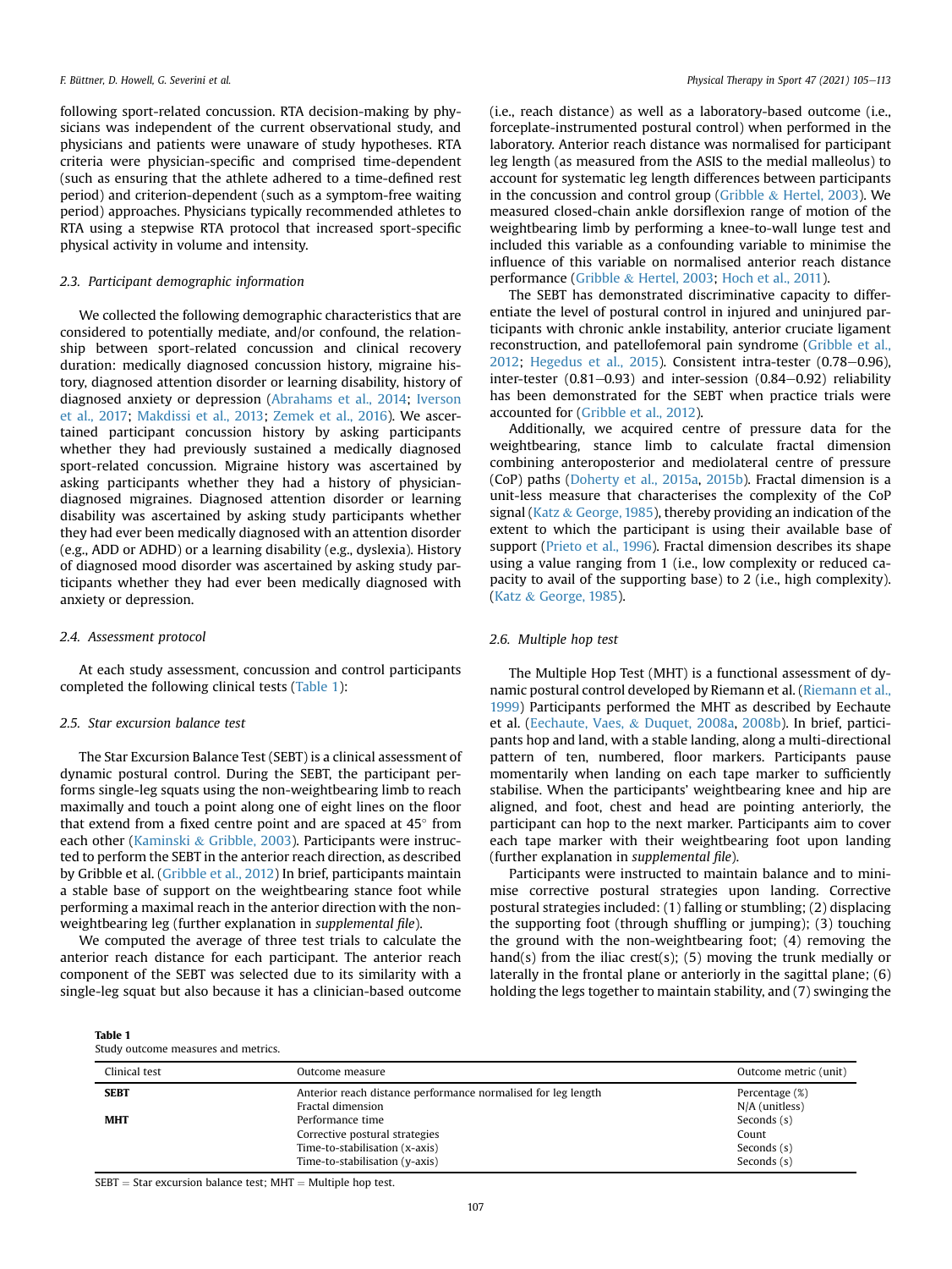following sport-related concussion. RTA decision-making by physicians was independent of the current observational study, and physicians and patients were unaware of study hypotheses. RTA criteria were physician-specific and comprised time-dependent (such as ensuring that the athlete adhered to a time-defined rest period) and criterion-dependent (such as a symptom-free waiting period) approaches. Physicians typically recommended athletes to RTA using a stepwise RTA protocol that increased sport-specific physical activity in volume and intensity.

### 2.3. Participant demographic information

We collected the following demographic characteristics that are considered to potentially mediate, and/or confound, the relationship between sport-related concussion and clinical recovery duration: medically diagnosed concussion history, migraine history, diagnosed attention disorder or learning disability, history of diagnosed anxiety or depression (Abrahams et al., 2014; Iverson et al., 2017; Makdissi et al., 2013; Zemek et al., 2016). We ascertained participant concussion history by asking participants whether they had previously sustained a medically diagnosed sport-related concussion. Migraine history was ascertained by asking participants whether they had a history of physician-diagnosed migraines. Diagnosed attention disorder or learning disability was ascertained by asking study participants whether they had ever been medically diagnosed with an attention disorder (e.g., ADD or ADHD) or a learning disability (e.g., dyslexia). History of diagnosed mood disorder was ascertained by asking study participants whether they had ever been medically diagnosed with anxiety or depression.

### 2.4. Assessment protocol

At each study assessment, concussion and control participants completed the following clinical tests (Table 1):

### 2.5. Star excursion balance test

The Star Excursion Balance Test (SEBT) is a clinical assessment of dynamic postural control. During the SEBT, the participant performs single-leg squats using the non-weightbearing limb to reach maximally and touch a point along one of eight lines on the floor that extend from a fixed centre point and are spaced at 45° from each other (Kaminski & Gribble, 2003). Participants were instructed to perform the SEBT in the anterior reach direction, as described by Gribble et al. (Gribble et al., 2012) In brief, participants maintain a stable base of support on the weightbearing stance foot while performing a maximal reach in the anterior direction with the non-weightbearing leg (further explanation in *supplemental file*).

We computed the average of three test trials to calculate the anterior reach distance for each participant. The anterior reach component of the SEBT was selected due to its similarity with a single-leg squat but also because it has a clinician-based outcome (i.e., reach distance) as well as a laboratory-based outcome (i.e., forceplate-instrumented postural control) when performed in the laboratory. Anterior reach distance was normalised for participant leg length (as measured from the ASIS to the medial malleolus) to account for systematic leg length differences between participants in the concussion and control group (Gribble & Hertel, 2003). We measured closed-chain ankle dorsiflexion range of motion of the weightbearing limb by performing a knee-to-wall lunge test and included this variable as a confounding variable to minimise the influence of this variable on normalised anterior reach distance performance (Gribble & Hertel, 2003; Hoch et al., 2011).

The SEBT has demonstrated discriminative capacity to differentiate the level of postural control in injured and uninjured participants with chronic ankle instability, anterior cruciate ligament reconstruction, and patellofemoral pain syndrome (Gribble et al., 2012; Hegedus et al., 2015). Consistent intra-tester (0.78–0.96), inter-tester (0.81–0.93) and inter-session (0.84–0.92) reliability has been demonstrated for the SEBT when practice trials were accounted for (Gribble et al., 2012).

Additionally, we acquired centre of pressure data for the weightbearing, stance limb to calculate fractal dimension combining anteroposterior and mediolateral centre of pressure (CoP) paths (Doherty et al., 2015a, 2015b). Fractal dimension is a unit-less measure that characterises the complexity of the CoP signal (Katz & George, 1985), thereby providing an indication of the extent to which the participant is using their available base of support (Prieto et al., 1996). Fractal dimension describes its shape using a value ranging from 1 (i.e., low complexity or reduced capacity to avail of the supporting base) to 2 (i.e., high complexity). (Katz & George, 1985).

### 2.6. Multiple hop test

The Multiple Hop Test (MHT) is a functional assessment of dynamic postural control developed by Riemann et al. (Riemann et al., 1999) Participants performed the MHT as described by Eechaute et al. (Eechaute, Vaes, & Duquet, 2008a, 2008b). In brief, participants hop and land, with a stable landing, along a multi-directional pattern of ten, numbered, floor markers. Participants pause momentarily when landing on each tape marker to sufficiently stabilise. When the participants' weightbearing knee and hip are aligned, and foot, chest and head are pointing anteriorly, the participant can hop to the next marker. Participants aim to cover each tape marker with their weightbearing foot upon landing (further explanation in *supplemental file*).

Participants were instructed to maintain balance and to minimise corrective postural strategies upon landing. Corrective postural strategies included: (1) falling or stumbling; (2) displacing the supporting foot (through shuffling or jumping); (3) touching the ground with the non-weightbearing foot; (4) removing the hand(s) from the iliac crest(s); (5) moving the trunk medially or laterally in the frontal plane or anteriorly in the sagittal plane; (6) holding the legs together to maintain stability, and (7) swinging the

**Table 1**
Study outcome measures and metrics.

| Clinical test | Outcome measure | Outcome metric (unit) |
|---|---|---|
| **SEBT** | Anterior reach distance performance normalised for leg length | Percentage (%) |
| | Fractal dimension | N/A (unitless) |
| **MHT** | Performance time | Seconds (s) |
| | Corrective postural strategies | Count |
| | Time-to-stabilisation (x-axis) | Seconds (s) |
| | Time-to-stabilisation (y-axis) | Seconds (s) |

SEBT = Star excursion balance test; MHT = Multiple hop test.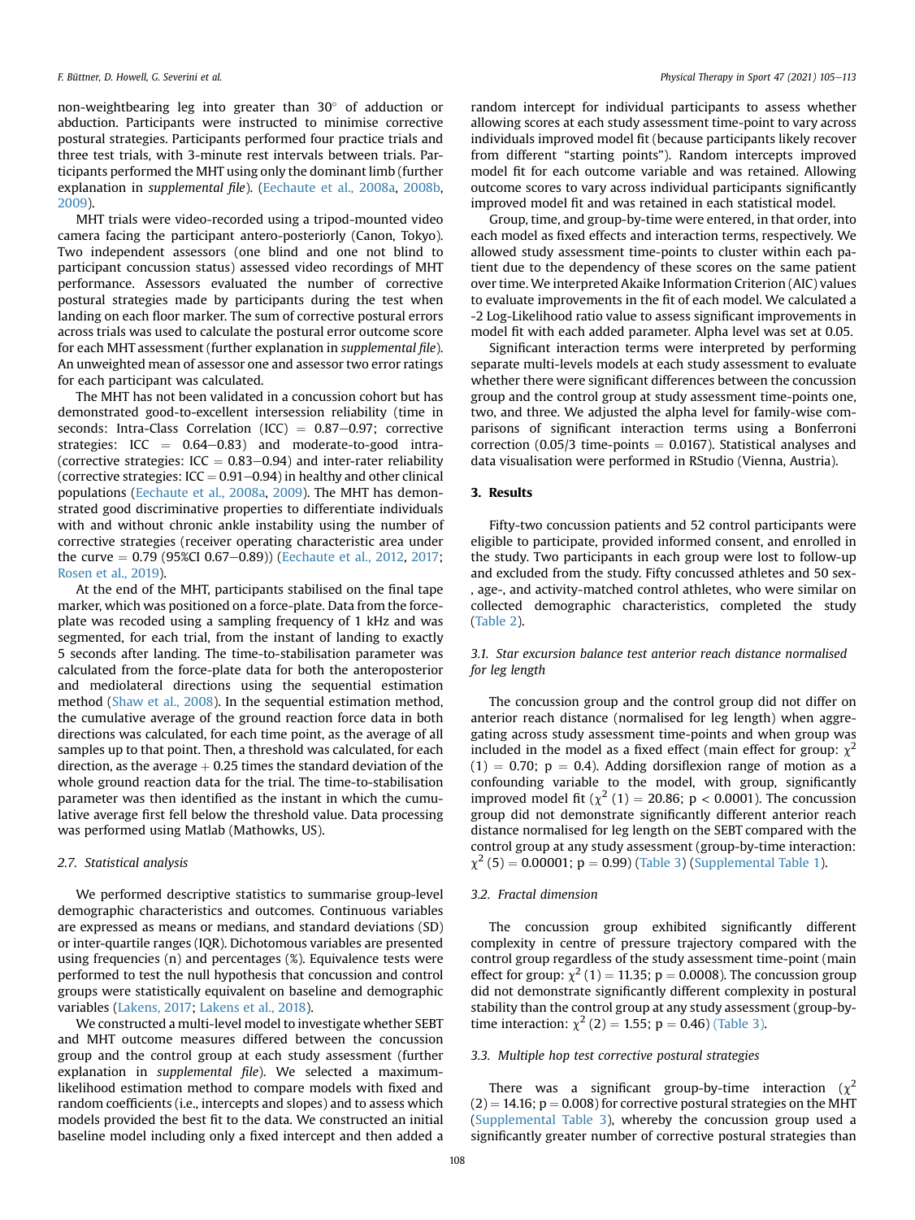non-weightbearing leg into greater than 30° of adduction or abduction. Participants were instructed to minimise corrective postural strategies. Participants performed four practice trials and three test trials, with 3-minute rest intervals between trials. Participants performed the MHT using only the dominant limb (further explanation in *supplemental file*). (Eechaute et al., 2008a, 2008b, 2009).

MHT trials were video-recorded using a tripod-mounted video camera facing the participant antero-posteriorly (Canon, Tokyo). Two independent assessors (one blind and one not blind to participant concussion status) assessed video recordings of MHT performance. Assessors evaluated the number of corrective postural strategies made by participants during the test when landing on each floor marker. The sum of corrective postural errors across trials was used to calculate the postural error outcome score for each MHT assessment (further explanation in *supplemental file*). An unweighted mean of assessor one and assessor two error ratings for each participant was calculated.

The MHT has not been validated in a concussion cohort but has demonstrated good-to-excellent intersession reliability (time in seconds: Intra-Class Correlation (ICC) = 0.87–0.97; corrective strategies: ICC = 0.64–0.83) and moderate-to-good intra- (corrective strategies: ICC = 0.83–0.94) and inter-rater reliability (corrective strategies: ICC = 0.91–0.94) in healthy and other clinical populations (Eechaute et al., 2008a, 2009). The MHT has demonstrated good discriminative properties to differentiate individuals with and without chronic ankle instability using the number of corrective strategies (receiver operating characteristic area under the curve = 0.79 (95%CI 0.67–0.89)) (Eechaute et al., 2012, 2017; Rosen et al., 2019).

At the end of the MHT, participants stabilised on the final tape marker, which was positioned on a force-plate. Data from the force-plate was recoded using a sampling frequency of 1 kHz and was segmented, for each trial, from the instant of landing to exactly 5 seconds after landing. The time-to-stabilisation parameter was calculated from the force-plate data for both the anteroposterior and mediolateral directions using the sequential estimation method (Shaw et al., 2008). In the sequential estimation method, the cumulative average of the ground reaction force data in both directions was calculated, for each time point, as the average of all samples up to that point. Then, a threshold was calculated, for each direction, as the average + 0.25 times the standard deviation of the whole ground reaction data for the trial. The time-to-stabilisation parameter was then identified as the instant in which the cumulative average first fell below the threshold value. Data processing was performed using Matlab (Mathowks, US).

### 2.7. Statistical analysis

We performed descriptive statistics to summarise group-level demographic characteristics and outcomes. Continuous variables are expressed as means or medians, and standard deviations (SD) or inter-quartile ranges (IQR). Dichotomous variables are presented using frequencies (n) and percentages (%). Equivalence tests were performed to test the null hypothesis that concussion and control groups were statistically equivalent on baseline and demographic variables (Lakens, 2017; Lakens et al., 2018).

We constructed a multi-level model to investigate whether SEBT and MHT outcome measures differed between the concussion group and the control group at each study assessment (further explanation in *supplemental file*). We selected a maximum-likelihood estimation method to compare models with fixed and random coefficients (i.e., intercepts and slopes) and to assess which models provided the best fit to the data. We constructed an initial baseline model including only a fixed intercept and then added a random intercept for individual participants to assess whether allowing scores at each study assessment time-point to vary across individuals improved model fit (because participants likely recover from different "starting points"). Random intercepts improved model fit for each outcome variable and was retained. Allowing outcome scores to vary across individual participants significantly improved model fit and was retained in each statistical model.

Group, time, and group-by-time were entered, in that order, into each model as fixed effects and interaction terms, respectively. We allowed study assessment time-points to cluster within each patient due to the dependency of these scores on the same patient over time. We interpreted Akaike Information Criterion (AIC) values to evaluate improvements in the fit of each model. We calculated a -2 Log-Likelihood ratio value to assess significant improvements in model fit with each added parameter. Alpha level was set at 0.05.

Significant interaction terms were interpreted by performing separate multi-levels models at each study assessment to evaluate whether there were significant differences between the concussion group and the control group at study assessment time-points one, two, and three. We adjusted the alpha level for family-wise comparisons of significant interaction terms using a Bonferroni correction (0.05/3 time-points = 0.0167). Statistical analyses and data visualisation were performed in RStudio (Vienna, Austria).

## 3. Results

Fifty-two concussion patients and 52 control participants were eligible to participate, provided informed consent, and enrolled in the study. Two participants in each group were lost to follow-up and excluded from the study. Fifty concussed athletes and 50 sex-, age-, and activity-matched control athletes, who were similar on collected demographic characteristics, completed the study (Table 2).

### 3.1. Star excursion balance test anterior reach distance normalised for leg length

The concussion group and the control group did not differ on anterior reach distance (normalised for leg length) when aggregating across study assessment time-points and when group was included in the model as a fixed effect (main effect for group: $\chi^2 (1) = 0.70$; $p = 0.4$). Adding dorsiflexion range of motion as a confounding variable to the model, with group, significantly improved model fit ($\chi^2 (1) = 20.86$; $p < 0.0001$). The concussion group did not demonstrate significantly different anterior reach distance normalised for leg length on the SEBT compared with the control group at any study assessment (group-by-time interaction: $\chi^2 (5) = 0.00001$; $p = 0.99$) (Table 3) (Supplemental Table 1).

### 3.2. Fractal dimension

The concussion group exhibited significantly different complexity in centre of pressure trajectory compared with the control group regardless of the study assessment time-point (main effect for group: $\chi^2 (1) = 11.35$; $p = 0.0008$). The concussion group did not demonstrate significantly different complexity in postural stability than the control group at any study assessment (group-by-time interaction: $\chi^2 (2) = 1.55$; $p = 0.46$) (Table 3).

### 3.3. Multiple hop test corrective postural strategies

There was a significant group-by-time interaction ($\chi^2 (2) = 14.16$; $p = 0.008$) for corrective postural strategies on the MHT (Supplemental Table 3), whereby the concussion group used a significantly greater number of corrective postural strategies than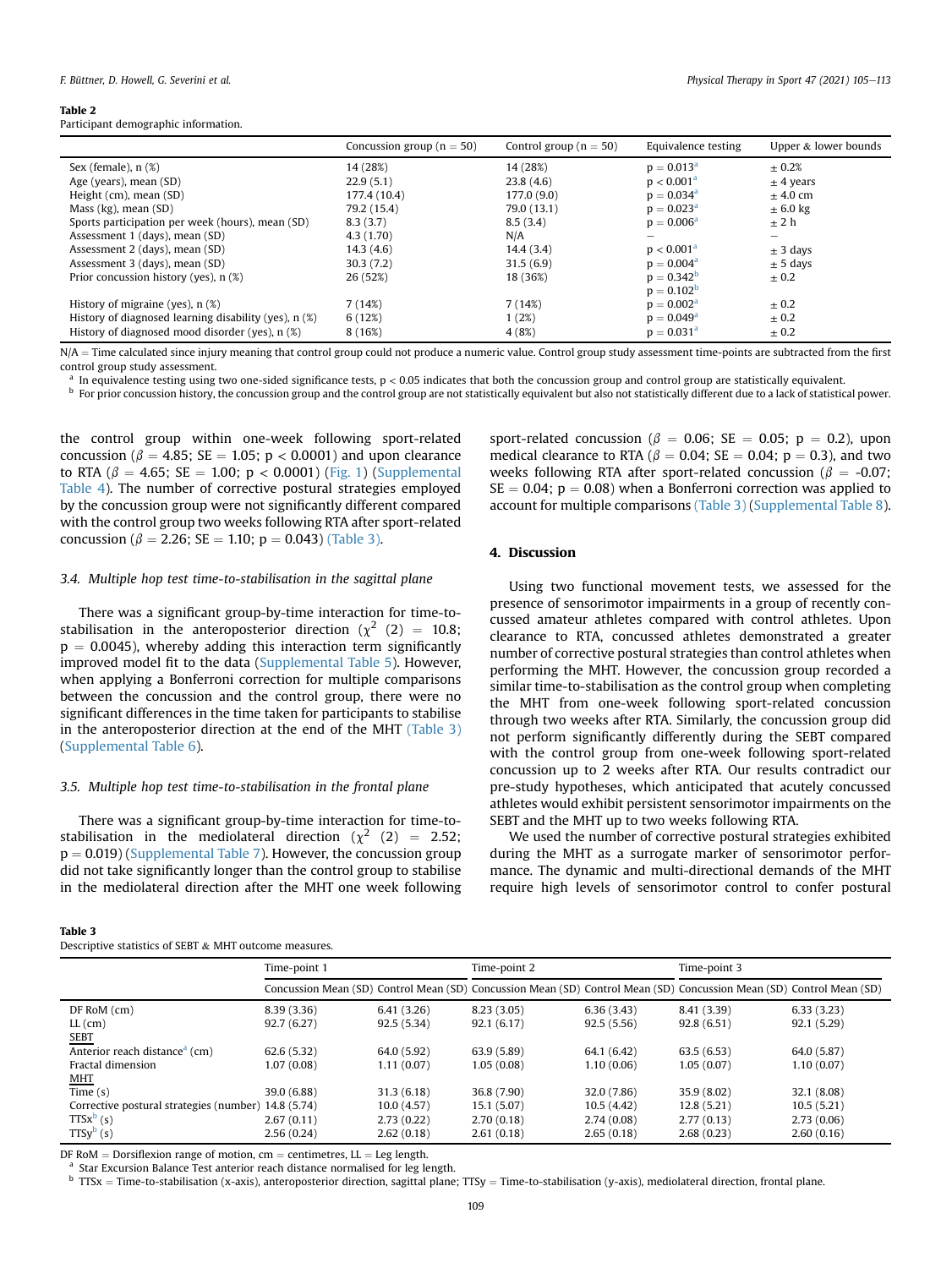**Table 2**
Participant demographic information.

| | Concussion group (n = 50) | Control group (n = 50) | Equivalence testing | Upper & lower bounds |
|---|---|---|---|---|
| Sex (female), n (%) | 14 (28%) | 14 (28%) | p = 0.013[a] | ± 0.2% |
| Age (years), mean (SD) | 22.9 (5.1) | 23.8 (4.6) | p < 0.001[a] | ± 4 years |
| Height (cm), mean (SD) | 177.4 (10.4) | 177.0 (9.0) | p = 0.034[a] | ± 4.0 cm |
| Mass (kg), mean (SD) | 79.2 (15.4) | 79.0 (13.1) | p = 0.023[a] | ± 6.0 kg |
| Sports participation per week (hours), mean (SD) | 8.3 (3.7) | 8.5 (3.4) | p = 0.006[a] | ± 2 h |
| Assessment 1 (days), mean (SD) | 4.3 (1.70) | N/A | – | – |
| Assessment 2 (days), mean (SD) | 14.3 (4.6) | 14.4 (3.4) | p < 0.001[a] | ± 3 days |
| Assessment 3 (days), mean (SD) | 30.3 (7.2) | 31.5 (6.9) | p = 0.004[a] | ± 5 days |
| Prior concussion history (yes), n (%) | 26 (52%) | 18 (36%) | p = 0.342[b] p = 0.102[b] | ± 0.2 |
| History of migraine (yes), n (%) | 7 (14%) | 7 (14%) | p = 0.002[a] | ± 0.2 |
| History of diagnosed learning disability (yes), n (%) | 6 (12%) | 1 (2%) | p = 0.049[a] | ± 0.2 |
| History of diagnosed mood disorder (yes), n (%) | 8 (16%) | 4 (8%) | p = 0.031[a] | ± 0.2 |

N/A = Time calculated since injury meaning that control group could not produce a numeric value. Control group study assessment time-points are subtracted from the first control group study assessment.
[a] In equivalence testing using two one-sided significance tests, p < 0.05 indicates that both the concussion group and control group are statistically equivalent.
[b] For prior concussion history, the concussion group and the control group are not statistically equivalent but also not statistically different due to a lack of statistical power.

the control group within one-week following sport-related concussion ($\beta = 4.85$; SE = 1.05; $p < 0.0001$) and upon clearance to RTA ($\beta = 4.65$; SE = 1.00; $p < 0.0001$) (Fig. 1) (Supplemental Table 4). The number of corrective postural strategies employed by the concussion group were not significantly different compared with the control group two weeks following RTA after sport-related concussion ($\beta = 2.26$; SE = 1.10; $p = 0.043$) (Table 3).

### 3.4. Multiple hop test time-to-stabilisation in the sagittal plane

There was a significant group-by-time interaction for time-to-stabilisation in the anteroposterior direction ($\chi^2$ (2) = 10.8; $p = 0.0045$), whereby adding this interaction term significantly improved model fit to the data (Supplemental Table 5). However, when applying a Bonferroni correction for multiple comparisons between the concussion and the control group, there were no significant differences in the time taken for participants to stabilise in the anteroposterior direction at the end of the MHT (Table 3) (Supplemental Table 6).

### 3.5. Multiple hop test time-to-stabilisation in the frontal plane

There was a significant group-by-time interaction for time-to-stabilisation in the mediolateral direction ($\chi^2$ (2) = 2.52; $p = 0.019$) (Supplemental Table 7). However, the concussion group did not take significantly longer than the control group to stabilise in the mediolateral direction after the MHT one week following sport-related concussion ($\beta = 0.06$; SE = 0.05; $p = 0.2$), upon medical clearance to RTA ($\beta = 0.04$; SE = 0.04; $p = 0.3$), and two weeks following RTA after sport-related concussion ($\beta = -0.07$; SE = 0.04; $p = 0.08$) when a Bonferroni correction was applied to account for multiple comparisons (Table 3) (Supplemental Table 8).

## 4. Discussion

Using two functional movement tests, we assessed for the presence of sensorimotor impairments in a group of recently concussed amateur athletes compared with control athletes. Upon clearance to RTA, concussed athletes demonstrated a greater number of corrective postural strategies than control athletes when performing the MHT. However, the concussion group recorded a similar time-to-stabilisation as the control group when completing the MHT from one-week following sport-related concussion through two weeks after RTA. Similarly, the concussion group did not perform significantly differently during the SEBT compared with the control group from one-week following sport-related concussion up to 2 weeks after RTA. Our results contradict our pre-study hypotheses, which anticipated that acutely concussed athletes would exhibit persistent sensorimotor impairments on the SEBT and the MHT up to two weeks following RTA.

We used the number of corrective postural strategies exhibited during the MHT as a surrogate marker of sensorimotor performance. The dynamic and multi-directional demands of the MHT require high levels of sensorimotor control to confer postural

**Table 3**
Descriptive statistics of SEBT & MHT outcome measures.

| | Time-point 1 | | Time-point 2 | | Time-point 3 | |
|---|---|---|---|---|---|---|
| | Concussion Mean (SD) | Control Mean (SD) | Concussion Mean (SD) | Control Mean (SD) | Concussion Mean (SD) | Control Mean (SD) |
| DF RoM (cm) | 8.39 (3.36) | 6.41 (3.26) | 8.23 (3.05) | 6.36 (3.43) | 8.41 (3.39) | 6.33 (3.23) |
| LL (cm) | 92.7 (6.27) | 92.5 (5.34) | 92.1 (6.17) | 92.5 (5.56) | 92.8 (6.51) | 92.1 (5.29) |
| SEBT | | | | | | |
| Anterior reach distance[a] (cm) | 62.6 (5.32) | 64.0 (5.92) | 63.9 (5.89) | 64.1 (6.42) | 63.5 (6.53) | 64.0 (5.87) |
| Fractal dimension | 1.07 (0.08) | 1.11 (0.07) | 1.05 (0.08) | 1.10 (0.06) | 1.05 (0.07) | 1.10 (0.07) |
| MHT | | | | | | |
| Time (s) | 39.0 (6.88) | 31.3 (6.18) | 36.8 (7.90) | 32.0 (7.86) | 35.9 (8.02) | 32.1 (8.08) |
| Corrective postural strategies (number) | 14.8 (5.74) | 10.0 (4.57) | 15.1 (5.07) | 10.5 (4.42) | 12.8 (5.21) | 10.5 (5.21) |
| TTSx[b] (s) | 2.67 (0.11) | 2.73 (0.22) | 2.70 (0.18) | 2.74 (0.08) | 2.77 (0.13) | 2.73 (0.06) |
| TTSy[b] (s) | 2.56 (0.24) | 2.62 (0.18) | 2.61 (0.18) | 2.65 (0.18) | 2.68 (0.23) | 2.60 (0.16) |

DF RoM = Dorsiflexion range of motion, cm = centimetres, LL = Leg length.
[a] Star Excursion Balance Test anterior reach distance normalised for leg length.
[b] TTSx = Time-to-stabilisation (x-axis), anteroposterior direction, sagittal plane; TTSy = Time-to-stabilisation (y-axis), mediolateral direction, frontal plane.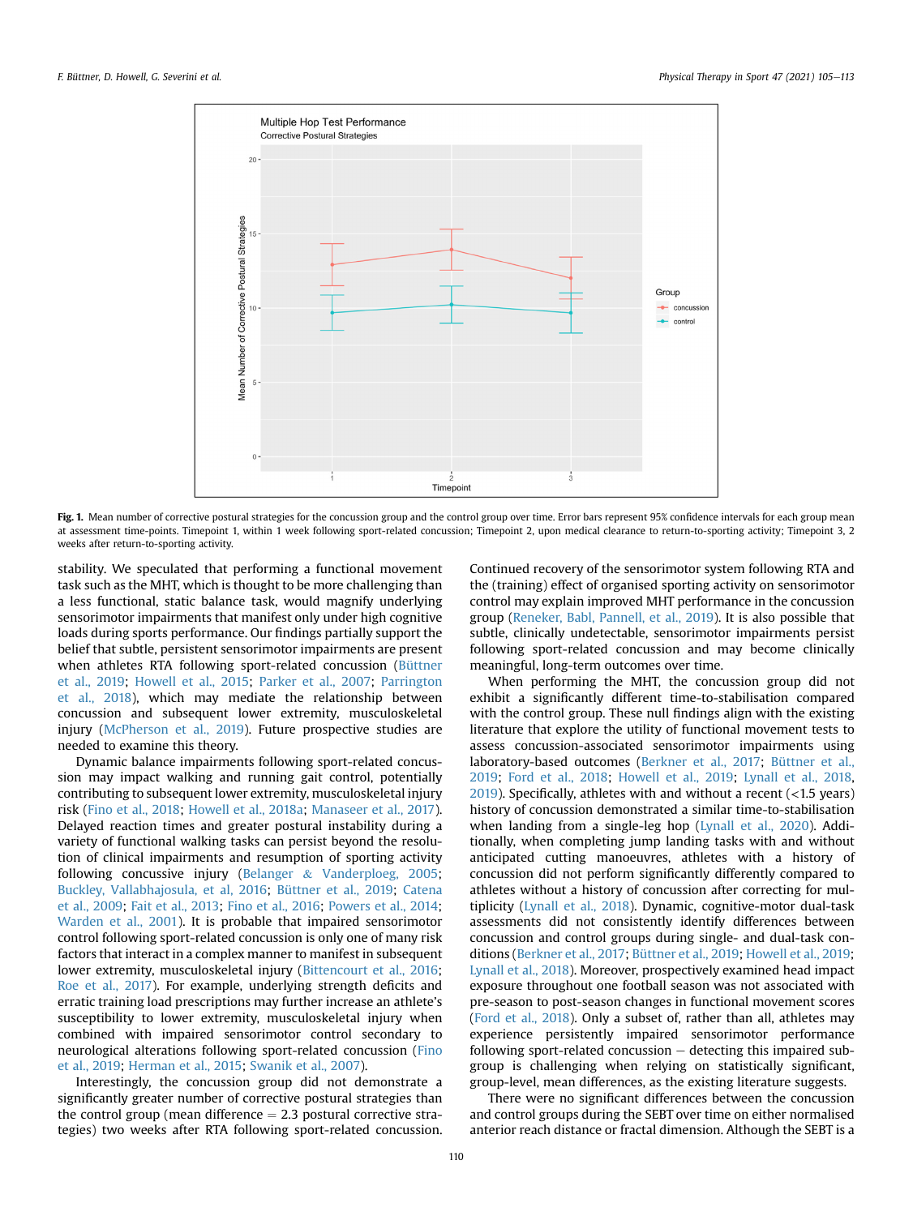**Fig. 1.** Mean number of corrective postural strategies for the concussion group and the control group over time. Error bars represent 95% confidence intervals for each group mean at assessment time-points. Timepoint 1, within 1 week following sport-related concussion; Timepoint 2, upon medical clearance to return-to-sporting activity; Timepoint 3, 2 weeks after return-to-sporting activity.

stability. We speculated that performing a functional movement task such as the MHT, which is thought to be more challenging than a less functional, static balance task, would magnify underlying sensorimotor impairments that manifest only under high cognitive loads during sports performance. Our findings partially support the belief that subtle, persistent sensorimotor impairments are present when athletes RTA following sport-related concussion (Büttner et al., 2019; Howell et al., 2015; Parker et al., 2007; Parrington et al., 2018), which may mediate the relationship between concussion and subsequent lower extremity, musculoskeletal injury (McPherson et al., 2019). Future prospective studies are needed to examine this theory.

Dynamic balance impairments following sport-related concussion may impact walking and running gait control, potentially contributing to subsequent lower extremity, musculoskeletal injury risk (Fino et al., 2018; Howell et al., 2018a; Manaseer et al., 2017). Delayed reaction times and greater postural instability during a variety of functional walking tasks can persist beyond the resolution of clinical impairments and resumption of sporting activity following concussive injury (Belanger & Vanderploeg, 2005; Buckley, Vallabhajosula, et al, 2016; Büttner et al., 2019; Catena et al., 2009; Fait et al., 2013; Fino et al., 2016; Powers et al., 2014; Warden et al., 2001). It is probable that impaired sensorimotor control following sport-related concussion is only one of many risk factors that interact in a complex manner to manifest in subsequent lower extremity, musculoskeletal injury (Bittencourt et al., 2016; Roe et al., 2017). For example, underlying strength deficits and erratic training load prescriptions may further increase an athlete's susceptibility to lower extremity, musculoskeletal injury when combined with impaired sensorimotor control secondary to neurological alterations following sport-related concussion (Fino et al., 2019; Herman et al., 2015; Swanik et al., 2007).

Interestingly, the concussion group did not demonstrate a significantly greater number of corrective postural strategies than the control group (mean difference = 2.3 postural corrective strategies) two weeks after RTA following sport-related concussion. Continued recovery of the sensorimotor system following RTA and the (training) effect of organised sporting activity on sensorimotor control may explain improved MHT performance in the concussion group (Reneker, Babl, Pannell, et al., 2019). It is also possible that subtle, clinically undetectable, sensorimotor impairments persist following sport-related concussion and may become clinically meaningful, long-term outcomes over time.

When performing the MHT, the concussion group did not exhibit a significantly different time-to-stabilisation compared with the control group. These null findings align with the existing literature that explore the utility of functional movement tests to assess concussion-associated sensorimotor impairments using laboratory-based outcomes (Berkner et al., 2017; Büttner et al., 2019; Ford et al., 2018; Howell et al., 2019; Lynall et al., 2018, 2019). Specifically, athletes with and without a recent (<1.5 years) history of concussion demonstrated a similar time-to-stabilisation when landing from a single-leg hop (Lynall et al., 2020). Additionally, when completing jump landing tasks with and without anticipated cutting manoeuvres, athletes with a history of concussion did not perform significantly differently compared to athletes without a history of concussion after correcting for multiplicity (Lynall et al., 2018). Dynamic, cognitive-motor dual-task assessments did not consistently identify differences between concussion and control groups during single- and dual-task conditions (Berkner et al., 2017; Büttner et al., 2019; Howell et al., 2019; Lynall et al., 2018). Moreover, prospectively examined head impact exposure throughout one football season was not associated with pre-season to post-season changes in functional movement scores (Ford et al., 2018). Only a subset of, rather than all, athletes may experience persistently impaired sensorimotor performance following sport-related concussion – detecting this impaired subgroup is challenging when relying on statistically significant, group-level, mean differences, as the existing literature suggests.

There were no significant differences between the concussion and control groups during the SEBT over time on either normalised anterior reach distance or fractal dimension. Although the SEBT is a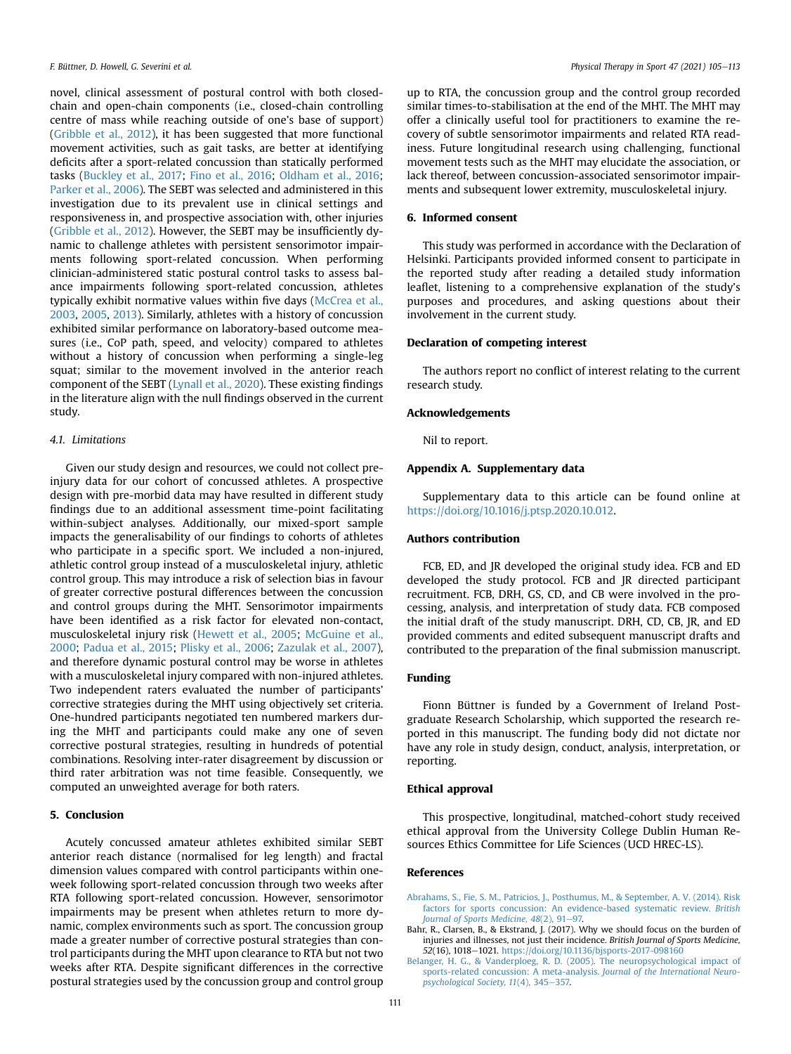novel, clinical assessment of postural control with both closed-chain and open-chain components (i.e., closed-chain controlling centre of mass while reaching outside of one's base of support) (Gribble et al., 2012), it has been suggested that more functional movement activities, such as gait tasks, are better at identifying deficits after a sport-related concussion than statically performed tasks (Buckley et al., 2017; Fino et al., 2016; Oldham et al., 2016; Parker et al., 2006). The SEBT was selected and administered in this investigation due to its prevalent use in clinical settings and responsiveness in, and prospective association with, other injuries (Gribble et al., 2012). However, the SEBT may be insufficiently dynamic to challenge athletes with persistent sensorimotor impairments following sport-related concussion. When performing clinician-administered static postural control tasks to assess balance impairments following sport-related concussion, athletes typically exhibit normative values within five days (McCrea et al., 2003, 2005, 2013). Similarly, athletes with a history of concussion exhibited similar performance on laboratory-based outcome measures (i.e., CoP path, speed, and velocity) compared to athletes without a history of concussion when performing a single-leg squat; similar to the movement involved in the anterior reach component of the SEBT (Lynall et al., 2020). These existing findings in the literature align with the null findings observed in the current study.

### 4.1. Limitations

Given our study design and resources, we could not collect pre-injury data for our cohort of concussed athletes. A prospective design with pre-morbid data may have resulted in different study findings due to an additional assessment time-point facilitating within-subject analyses. Additionally, our mixed-sport sample impacts the generalisability of our findings to cohorts of athletes who participate in a specific sport. We included a non-injured, athletic control group instead of a musculoskeletal injury, athletic control group. This may introduce a risk of selection bias in favour of greater corrective postural differences between the concussion and control groups during the MHT. Sensorimotor impairments have been identified as a risk factor for elevated non-contact, musculoskeletal injury risk (Hewett et al., 2005; McGuine et al., 2000; Padua et al., 2015; Plisky et al., 2006; Zazulak et al., 2007), and therefore dynamic postural control may be worse in athletes with a musculoskeletal injury compared with non-injured athletes. Two independent raters evaluated the number of participants' corrective strategies during the MHT using objectively set criteria. One-hundred participants negotiated ten numbered markers during the MHT and participants could make any one of seven corrective postural strategies, resulting in hundreds of potential combinations. Resolving inter-rater disagreement by discussion or third rater arbitration was not time feasible. Consequently, we computed an unweighted average for both raters.

## 5. Conclusion

Acutely concussed amateur athletes exhibited similar SEBT anterior reach distance (normalised for leg length) and fractal dimension values compared with control participants within one-week following sport-related concussion through two weeks after RTA following sport-related concussion. However, sensorimotor impairments may be present when athletes return to more dynamic, complex environments such as sport. The concussion group made a greater number of corrective postural strategies than control participants during the MHT upon clearance to RTA but not two weeks after RTA. Despite significant differences in the corrective postural strategies used by the concussion group and control group up to RTA, the concussion group and the control group recorded similar times-to-stabilisation at the end of the MHT. The MHT may offer a clinically useful tool for practitioners to examine the recovery of subtle sensorimotor impairments and related RTA readiness. Future longitudinal research using challenging, functional movement tests such as the MHT may elucidate the association, or lack thereof, between concussion-associated sensorimotor impairments and subsequent lower extremity, musculoskeletal injury.

## 6. Informed consent

This study was performed in accordance with the Declaration of Helsinki. Participants provided informed consent to participate in the reported study after reading a detailed study information leaflet, listening to a comprehensive explanation of the study's purposes and procedures, and asking questions about their involvement in the current study.

## Declaration of competing interest

The authors report no conflict of interest relating to the current research study.

## Acknowledgements

Nil to report.

## Appendix A. Supplementary data

Supplementary data to this article can be found online at https://doi.org/10.1016/j.ptsp.2020.10.012.

## Authors contribution

FCB, ED, and JR developed the original study idea. FCB and ED developed the study protocol. FCB and JR directed participant recruitment. FCB, DRH, GS, CD, and CB were involved in the processing, analysis, and interpretation of study data. FCB composed the initial draft of the study manuscript. DRH, CD, CB, JR, and ED provided comments and edited subsequent manuscript drafts and contributed to the preparation of the final submission manuscript.

## Funding

Fionn Büttner is funded by a Government of Ireland Postgraduate Research Scholarship, which supported the research reported in this manuscript. The funding body did not dictate nor have any role in study design, conduct, analysis, interpretation, or reporting.

## Ethical approval

This prospective, longitudinal, matched-cohort study received ethical approval from the University College Dublin Human Resources Ethics Committee for Life Sciences (UCD HREC-LS).

## References

Abrahams, S., Fie, S. M., Patricios, J., Posthumus, M., & September, A. V. (2014). Risk factors for sports concussion: An evidence-based systematic review. *British Journal of Sports Medicine, 48*(2), 91–97.

Bahr, R., Clarsen, B., & Ekstrand, J. (2017). Why we should focus on the burden of injuries and illnesses, not just their incidence. *British Journal of Sports Medicine, 52*(16), 1018–1021. https://doi.org/10.1136/bjsports-2017-098160

Belanger, H. G., & Vanderploeg, R. D. (2005). The neuropsychological impact of sports-related concussion: A meta-analysis. *Journal of the International Neuropsychological Society, 11*(4), 345–357.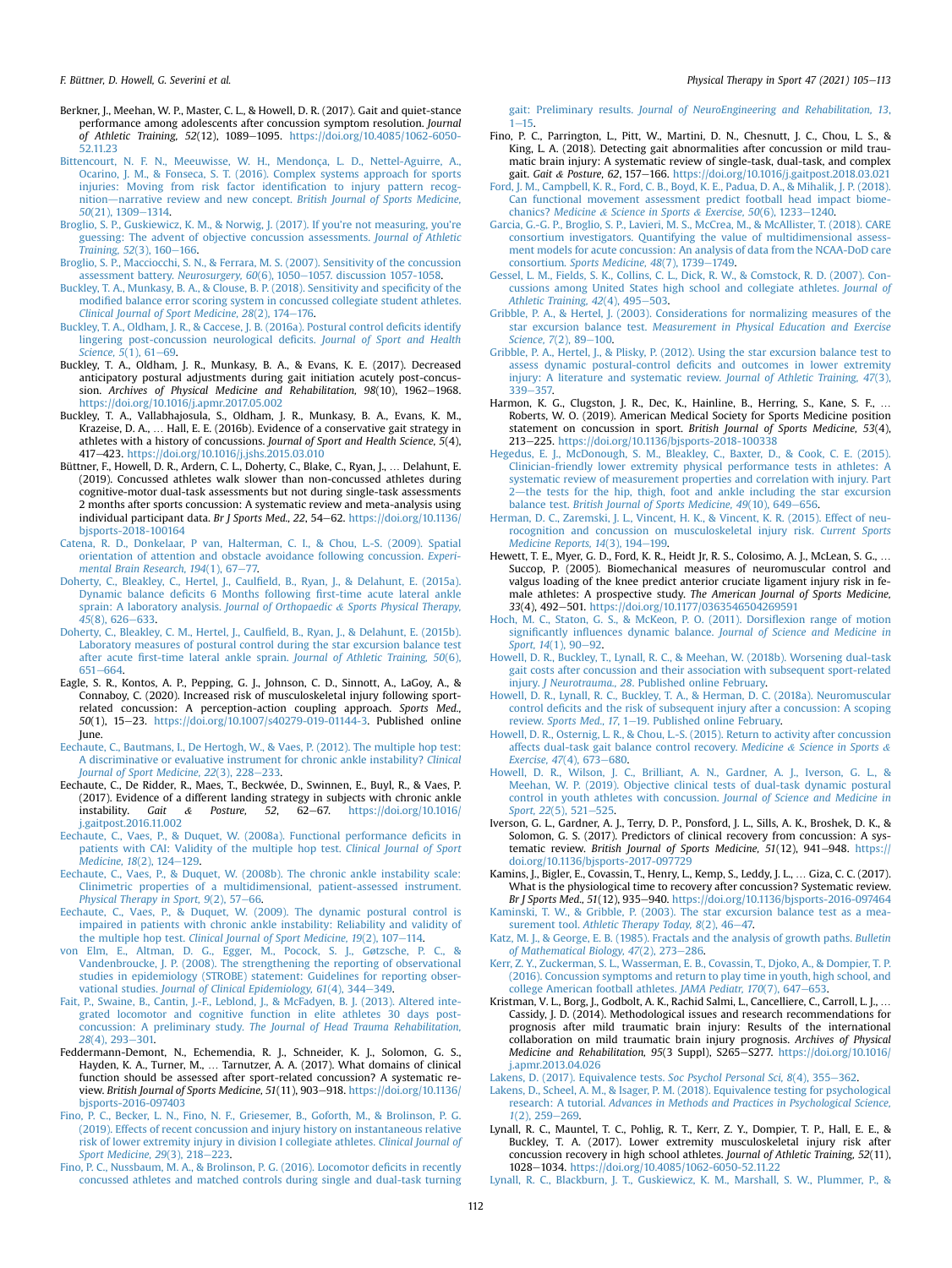Berkner, J., Meehan, W. P., Master, C. L., & Howell, D. R. (2017). Gait and quiet-stance performance among adolescents after concussion symptom resolution. *Journal of Athletic Training, 52*(12), 1089–1095. https://doi.org/10.4085/1062-6050-52.11.23

Bittencourt, N. F. N., Meeuwisse, W. H., Mendonça, L. D., Nettel-Aguirre, A., Ocarino, J. M., & Fonseca, S. T. (2016). Complex systems approach for sports injuries: Moving from risk factor identification to injury pattern recognition—narrative review and new concept. *British Journal of Sports Medicine, 50*(21), 1309–1314.

Broglio, S. P., Guskiewicz, K. M., & Norwig, J. (2017). If you're not measuring, you're guessing: The advent of objective concussion assessments. *Journal of Athletic Training, 52*(3), 160–166.

Broglio, S. P., Macciocchi, S. N., & Ferrara, M. S. (2007). Sensitivity of the concussion assessment battery. *Neurosurgery, 60*(6), 1050–1057. discussion 1057-1058.

Buckley, T. A., Munkasy, B. A., & Clouse, B. P. (2018). Sensitivity and specificity of the modified balance error scoring system in concussed collegiate student athletes. *Clinical Journal of Sport Medicine, 28*(2), 174–176.

Buckley, T. A., Oldham, J. R., & Caccese, J. B. (2016a). Postural control deficits identify lingering post-concussion neurological deficits. *Journal of Sport and Health Science, 5*(1), 61–69.

Buckley, T. A., Oldham, J. R., Munkasy, B. A., & Evans, K. E. (2017). Decreased anticipatory postural adjustments during gait initiation acutely post-concussion. *Archives of Physical Medicine and Rehabilitation, 98*(10), 1962–1968. https://doi.org/10.1016/j.apmr.2017.05.002

Buckley, T. A., Vallabhajosula, S., Oldham, J. R., Munkasy, B. A., Evans, K. M., Krazeise, D. A., … Hall, E. E. (2016b). Evidence of a conservative gait strategy in athletes with a history of concussions. *Journal of Sport and Health Science, 5*(4), 417–423. https://doi.org/10.1016/j.jshs.2015.03.010

Büttner, F., Howell, D. R., Ardern, C. L., Doherty, C., Blake, C., Ryan, J., … Delahunt, E. (2019). Concussed athletes walk slower than non-concussed athletes during cognitive-motor dual-task assessments but not during single-task assessments 2 months after sports concussion: A systematic review and meta-analysis using individual participant data. *Br J Sports Med., 22*, 54–62. https://doi.org/10.1136/bjsports-2018-100164

Catena, R. D., Donkelaar, P van, Halterman, C. I., & Chou, L.-S. (2009). Spatial orientation of attention and obstacle avoidance following concussion. *Experimental Brain Research, 194*(1), 67–77.

Doherty, C., Bleakley, C., Hertel, J., Caulfield, B., Ryan, J., & Delahunt, E. (2015a). Dynamic balance deficits 6 Months following first-time acute lateral ankle sprain: A laboratory analysis. *Journal of Orthopaedic & Sports Physical Therapy, 45*(8), 626–633.

Doherty, C., Bleakley, C. M., Hertel, J., Caulfield, B., Ryan, J., & Delahunt, E. (2015b). Laboratory measures of postural control during the star excursion balance test after acute first-time lateral ankle sprain. *Journal of Athletic Training, 50*(6), 651–664.

Eagle, S. R., Kontos, A. P., Pepping, G. J., Johnson, C. D., Sinnott, A., LaGoy, A., & Connaboy, C. (2020). Increased risk of musculoskeletal injury following sport-related concussion: A perception-action coupling approach. *Sports Med., 50*(1), 15–23. https://doi.org/10.1007/s40279-019-01144-3. Published online June.

Eechaute, C., Bautmans, I., De Hertogh, W., & Vaes, P. (2012). The multiple hop test: A discriminative or evaluative instrument for chronic ankle instability? *Clinical Journal of Sport Medicine, 22*(3), 228–233.

Eechaute, C., De Ridder, R., Maes, T., Beckwée, D., Swinnen, E., Buyl, R., & Vaes, P. (2017). Evidence of a different landing strategy in subjects with chronic ankle instability. *Gait & Posture, 52*, 62–67. https://doi.org/10.1016/j.gaitpost.2016.11.002

Eechaute, C., Vaes, P., & Duquet, W. (2008a). Functional performance deficits in patients with CAI: Validity of the multiple hop test. *Clinical Journal of Sport Medicine, 18*(2), 124–129.

Eechaute, C., Vaes, P., & Duquet, W. (2008b). The chronic ankle instability scale: Clinimetric properties of a multidimensional, patient-assessed instrument. *Physical Therapy in Sport, 9*(2), 57–66.

Eechaute, C., Vaes, P., & Duquet, W. (2009). The dynamic postural control is impaired in patients with chronic ankle instability: Reliability and validity of the multiple hop test. *Clinical Journal of Sport Medicine, 19*(2), 107–114.

von Elm, E., Altman, D. G., Egger, M., Pocock, S. J., Gøtzsche, P. C., & Vandenbroucke, J. P. (2008). The strengthening the reporting of observational studies in epidemiology (STROBE) statement: Guidelines for reporting observational studies. *Journal of Clinical Epidemiology, 61*(4), 344–349.

Fait, P., Swaine, B., Cantin, J.-F., Leblond, J., & McFadyen, B. J. (2013). Altered integrated locomotor and cognitive function in elite athletes 30 days post-concussion: A preliminary study. *The Journal of Head Trauma Rehabilitation, 28*(4), 293–301.

Feddermann-Demont, N., Echemendia, R. J., Schneider, K. J., Solomon, G. S., Hayden, K. A., Turner, M., … Tarnutzer, A. A. (2017). What domains of clinical function should be assessed after sport-related concussion? A systematic review. *British Journal of Sports Medicine, 51*(11), 903–918. https://doi.org/10.1136/bjsports-2016-097403

Fino, P. C., Becker, L. N., Fino, N. F., Griesemer, B., Goforth, M., & Brolinson, P. G. (2019). Effects of recent concussion and injury history on instantaneous relative risk of lower extremity injury in division I collegiate athletes. *Clinical Journal of Sport Medicine, 29*(3), 218–223.

Fino, P. C., Nussbaum, M. A., & Brolinson, P. G. (2016). Locomotor deficits in recently concussed athletes and matched controls during single and dual-task turning gait: Preliminary results. *Journal of NeuroEngineering and Rehabilitation, 13*, 1–15.

Fino, P. C., Parrington, L., Pitt, W., Martini, D. N., Chesnutt, J. C., Chou, L. S., & King, L. A. (2018). Detecting gait abnormalities after concussion or mild traumatic brain injury: A systematic review of single-task, dual-task, and complex gait. *Gait & Posture, 62*, 157–166. https://doi.org/10.1016/j.gaitpost.2018.03.021

Ford, J. M., Campbell, K. R., Ford, C. B., Boyd, K. E., Padua, D. A., & Mihalik, J. P. (2018). Can functional movement assessment predict football head impact biomechanics? *Medicine & Science in Sports & Exercise, 50*(6), 1233–1240.

Garcia, G.-G. P., Broglio, S. P., Lavieri, M. S., McCrea, M., & McAllister, T. (2018). CARE consortium investigators. Quantifying the value of multidimensional assessment models for acute concussion: An analysis of data from the NCAA-DoD care consortium. *Sports Medicine, 48*(7), 1739–1749.

Gessel, L. M., Fields, S. K., Collins, C. L., Dick, R. W., & Comstock, R. D. (2007). Concussions among United States high school and collegiate athletes. *Journal of Athletic Training, 42*(4), 495–503.

Gribble, P. A., & Hertel, J. (2003). Considerations for normalizing measures of the star excursion balance test. *Measurement in Physical Education and Exercise Science, 7*(2), 89–100.

Gribble, P. A., Hertel, J., & Plisky, P. (2012). Using the star excursion balance test to assess dynamic postural-control deficits and outcomes in lower extremity injury: A literature and systematic review. *Journal of Athletic Training, 47*(3), 339–357.

Harmon, K. G., Clugston, J. R., Dec, K., Hainline, B., Herring, S., Kane, S. F., … Roberts, W. O. (2019). American Medical Society for Sports Medicine position statement on concussion in sport. *British Journal of Sports Medicine, 53*(4), 213–225. https://doi.org/10.1136/bjsports-2018-100338

Hegedus, E. J., McDonough, S. M., Bleakley, C., Baxter, D., & Cook, C. E. (2015). Clinician-friendly lower extremity physical performance tests in athletes: A systematic review of measurement properties and correlation with injury. Part 2—the tests for the hip, thigh, foot and ankle including the star excursion balance test. *British Journal of Sports Medicine, 49*(10), 649–656.

Herman, D. C., Zaremski, J. L., Vincent, H. K., & Vincent, K. R. (2015). Effect of neurocognition and concussion on musculoskeletal injury risk. *Current Sports Medicine Reports, 14*(3), 194–199.

Hewett, T. E., Myer, G. D., Ford, K. R., Heidt Jr, R. S., Colosimo, A. J., McLean, S. G., … Succop, P. (2005). Biomechanical measures of neuromuscular control and valgus loading of the knee predict anterior cruciate ligament injury risk in female athletes: A prospective study. *The American Journal of Sports Medicine, 33*(4), 492–501. https://doi.org/10.1177/0363546504269591

Hoch, M. C., Staton, G. S., & McKeon, P. O. (2011). Dorsiflexion range of motion significantly influences dynamic balance. *Journal of Science and Medicine in Sport, 14*(1), 90–92.

Howell, D. R., Buckley, T., Lynall, R. C., & Meehan, W. (2018b). Worsening dual-task gait costs after concussion and their association with subsequent sport-related injury. *J Neurotrauma., 28*. Published online February.

Howell, D. R., Lynall, R. C., Buckley, T. A., & Herman, D. C. (2018a). Neuromuscular control deficits and the risk of subsequent injury after a concussion: A scoping review. *Sports Med., 17*, 1–19. Published online February.

Howell, D. R., Osternig, L. R., & Chou, L.-S. (2015). Return to activity after concussion affects dual-task gait balance control recovery. *Medicine & Science in Sports & Exercise, 47*(4), 673–680.

Howell, D. R., Wilson, J. C., Brilliant, A. N., Gardner, A. J., Iverson, G. L., & Meehan, W. P. (2019). Objective clinical tests of dual-task dynamic postural control in youth athletes with concussion. *Journal of Science and Medicine in Sport, 22*(5), 521–525.

Iverson, G. L., Gardner, A. J., Terry, D. P., Ponsford, J. L., Sills, A. K., Broshek, D. K., & Solomon, G. S. (2017). Predictors of clinical recovery from concussion: A systematic review. *British Journal of Sports Medicine, 51*(12), 941–948. https://doi.org/10.1136/bjsports-2017-097729

Kamins, J., Bigler, E., Covassin, T., Henry, L., Kemp, S., Leddy, J. L., … Giza, C. C. (2017). What is the physiological time to recovery after concussion? Systematic review. *Br J Sports Med., 51*(12), 935–940. https://doi.org/10.1136/bjsports-2016-097464

Kaminski, T. W., & Gribble, P. (2003). The star excursion balance test as a measurement tool. *Athletic Therapy Today, 8*(2), 46–47.

Katz, M. J., & George, E. B. (1985). Fractals and the analysis of growth paths. *Bulletin of Mathematical Biology, 47*(2), 273–286.

Kerr, Z. Y., Zuckerman, S. L., Wasserman, E. B., Covassin, T., Djoko, A., & Dompier, T. P. (2016). Concussion symptoms and return to play time in youth, high school, and college American football athletes. *JAMA Pediatr, 170*(7), 647–653.

Kristman, V. L., Borg, J., Godbolt, A. K., Rachid Salmi, L., Cancelliere, C., Carroll, L. J., … Cassidy, J. D. (2014). Methodological issues and research recommendations for prognosis after mild traumatic brain injury: Results of the international collaboration on mild traumatic brain injury prognosis. *Archives of Physical Medicine and Rehabilitation, 95*(3 Suppl), S265–S277. https://doi.org/10.1016/j.apmr.2013.04.026

Lakens, D. (2017). Equivalence tests. *Soc Psychol Personal Sci, 8*(4), 355–362.

Lakens, D., Scheel, A. M., & Isager, P. M. (2018). Equivalence testing for psychological research: A tutorial. *Advances in Methods and Practices in Psychological Science, 1*(2), 259–269.

Lynall, R. C., Mauntel, T. C., Pohlig, R. T., Kerr, Z. Y., Dompier, T. P., Hall, E. E., & Buckley, T. A. (2017). Lower extremity musculoskeletal injury risk after concussion recovery in high school athletes. *Journal of Athletic Training, 52*(11), 1028–1034. https://doi.org/10.4085/1062-6050-52.11.22

Lynall, R. C., Blackburn, J. T., Guskiewicz, K. M., Marshall, S. W., Plummer, P., &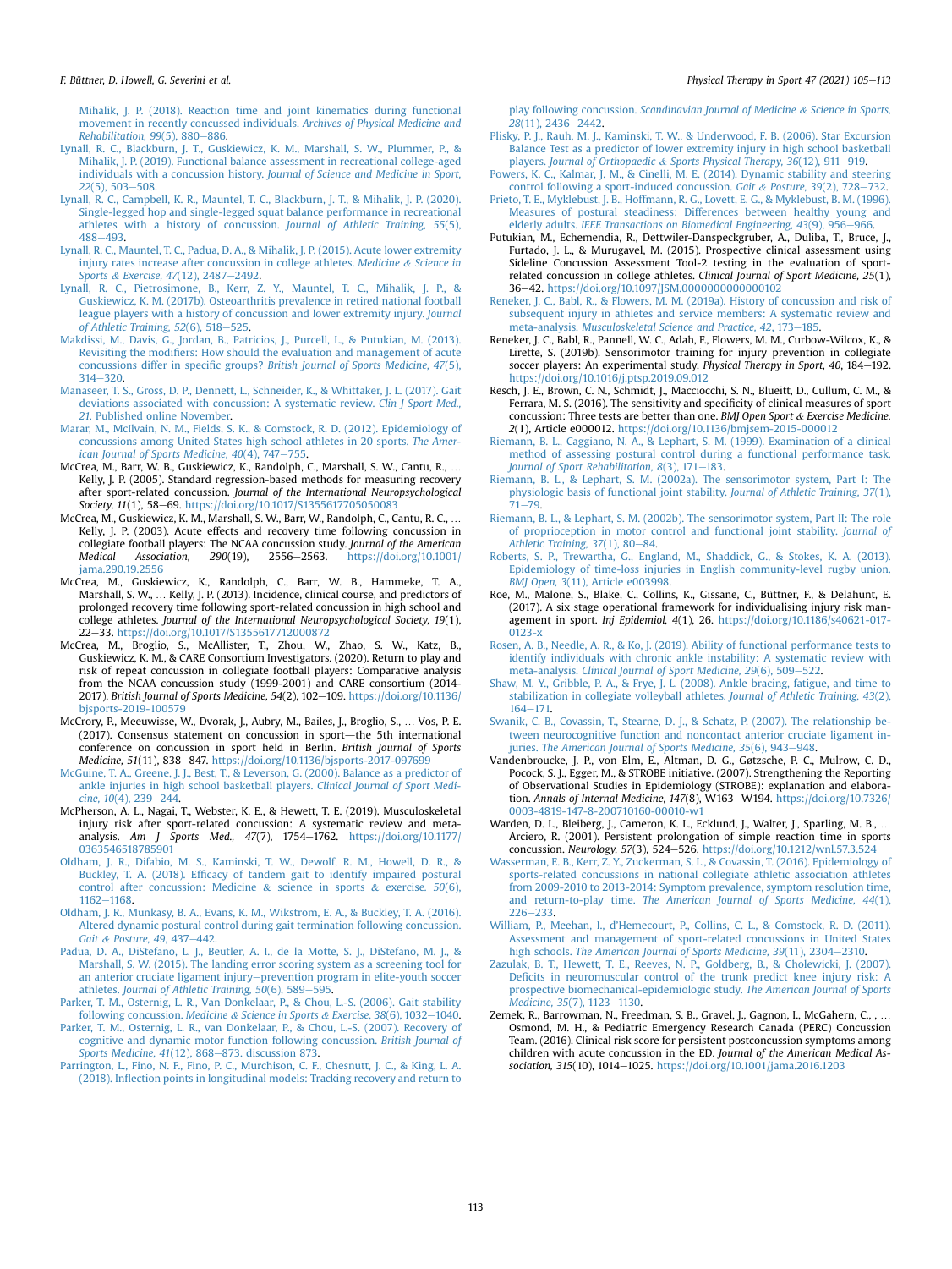Mihalik, J. P. (2018). Reaction time and joint kinematics during functional movement in recently concussed individuals. *Archives of Physical Medicine and Rehabilitation, 99*(5), 880–886.

Lynall, R. C., Blackburn, J. T., Guskiewicz, K. M., Marshall, S. W., Plummer, P., & Mihalik, J. P. (2019). Functional balance assessment in recreational college-aged individuals with a concussion history. *Journal of Science and Medicine in Sport, 22*(5), 503–508.

Lynall, R. C., Campbell, K. R., Mauntel, T. C., Blackburn, J. T., & Mihalik, J. P. (2020). Single-legged hop and single-legged squat balance performance in recreational athletes with a history of concussion. *Journal of Athletic Training, 55*(5), 488–493.

Lynall, R. C., Mauntel, T. C., Padua, D. A., & Mihalik, J. P. (2015). Acute lower extremity injury rates increase after concussion in college athletes. *Medicine & Science in Sports & Exercise, 47*(12), 2487–2492.

Lynall, R. C., Pietrosimone, B., Kerr, Z. Y., Mauntel, T. C., Mihalik, J. P., & Guskiewicz, K. M. (2017b). Osteoarthritis prevalence in retired national football league players with a history of concussion and lower extremity injury. *Journal of Athletic Training, 52*(6), 518–525.

Makdissi, M., Davis, G., Jordan, B., Patricios, J., Purcell, L., & Putukian, M. (2013). Revisiting the modifiers: How should the evaluation and management of acute concussions differ in specific groups? *British Journal of Sports Medicine, 47*(5), 314–320.

Manaseer, T. S., Gross, D. P., Dennett, L., Schneider, K., & Whittaker, J. L. (2017). Gait deviations associated with concussion: A systematic review. *Clin J Sport Med., 21.* Published online November.

Marar, M., McIlvain, N. M., Fields, S. K., & Comstock, R. D. (2012). Epidemiology of concussions among United States high school athletes in 20 sports. *The American Journal of Sports Medicine, 40*(4), 747–755.

McCrea, M., Barr, W. B., Guskiewicz, K., Randolph, C., Marshall, S. W., Cantu, R., … Kelly, J. P. (2005). Standard regression-based methods for measuring recovery after sport-related concussion. *Journal of the International Neuropsychological Society, 11*(1), 58–69. https://doi.org/10.1017/S1355617705050083

McCrea, M., Guskiewicz, K. M., Marshall, S. W., Barr, W., Randolph, C., Cantu, R. C., … Kelly, J. P. (2003). Acute effects and recovery time following concussion in collegiate football players: The NCAA concussion study. *Journal of the American Medical Association, 290*(19), 2556–2563. https://doi.org/10.1001/jama.290.19.2556

McCrea, M., Guskiewicz, K., Randolph, C., Barr, W. B., Hammeke, T. A., Marshall, S. W., … Kelly, J. P. (2013). Incidence, clinical course, and predictors of prolonged recovery time following sport-related concussion in high school and college athletes. *Journal of the International Neuropsychological Society, 19*(1), 22–33. https://doi.org/10.1017/S1355617712000872

McCrea, M., Broglio, S., McAllister, T., Zhou, W., Zhao, S. W., Katz, B., Guskiewicz, K. M., & CARE Consortium Investigators. (2020). Return to play and risk of repeat concussion in collegiate football players: Comparative analysis from the NCAA concussion study (1999-2001) and CARE consortium (2014-2017). *British Journal of Sports Medicine, 54*(2), 102–109. https://doi.org/10.1136/bjsports-2019-100579

McCrory, P., Meeuwisse, W., Dvorak, J., Aubry, M., Bailes, J., Broglio, S., … Vos, P. E. (2017). Consensus statement on concussion in sport—the 5th international conference on concussion in sport held in Berlin. *British Journal of Sports Medicine, 51*(11), 838–847. https://doi.org/10.1136/bjsports-2017-097699

McGuine, T. A., Greene, J. J., Best, T., & Leverson, G. (2000). Balance as a predictor of ankle injuries in high school basketball players. *Clinical Journal of Sport Medicine, 10*(4), 239–244.

McPherson, A. L., Nagai, T., Webster, K. E., & Hewett, T. E. (2019). Musculoskeletal injury risk after sport-related concussion: A systematic review and meta-analysis. *Am J Sports Med., 47*(7), 1754–1762. https://doi.org/10.1177/0363546518785901

Oldham, J. R., Difabio, M. S., Kaminski, T. W., Dewolf, R. M., Howell, D. R., & Buckley, T. A. (2018). Efficacy of tandem gait to identify impaired postural control after concussion: Medicine & science in sports & exercise. *50*(6), 1162–1168.

Oldham, J. R., Munkasy, B. A., Evans, K. M., Wikstrom, E. A., & Buckley, T. A. (2016). Altered dynamic postural control during gait termination following concussion. *Gait & Posture, 49*, 437–442.

Padua, D. A., DiStefano, L. J., Beutler, A. I., de la Motte, S. J., DiStefano, M. J., & Marshall, S. W. (2015). The landing error scoring system as a screening tool for an anterior cruciate ligament injury–prevention program in elite-youth soccer athletes. *Journal of Athletic Training, 50*(6), 589–595.

Parker, T. M., Osternig, L. R., Van Donkelaar, P., & Chou, L.-S. (2006). Gait stability following concussion. *Medicine & Science in Sports & Exercise, 38*(6), 1032–1040.

Parker, T. M., Osternig, L. R., van Donkelaar, P., & Chou, L.-S. (2007). Recovery of cognitive and dynamic motor function following concussion. *British Journal of Sports Medicine, 41*(12), 868–873. discussion 873.

Parrington, L., Fino, N. F., Fino, P. C., Murchison, C. F., Chesnutt, J. C., & King, L. A. (2018). Inflection points in longitudinal models: Tracking recovery and return to play following concussion. *Scandinavian Journal of Medicine & Science in Sports, 28*(11), 2436–2442.

Plisky, P. J., Rauh, M. J., Kaminski, T. W., & Underwood, F. B. (2006). Star Excursion Balance Test as a predictor of lower extremity injury in high school basketball players. *Journal of Orthopaedic & Sports Physical Therapy, 36*(12), 911–919.

Powers, K. C., Kalmar, J. M., & Cinelli, M. E. (2014). Dynamic stability and steering control following a sport-induced concussion. *Gait & Posture, 39*(2), 728–732.

Prieto, T. E., Myklebust, J. B., Hoffmann, R. G., Lovett, E. G., & Myklebust, B. M. (1996). Measures of postural steadiness: Differences between healthy young and elderly adults. *IEEE Transactions on Biomedical Engineering, 43*(9), 956–966.

Putukian, M., Echemendia, R., Dettwiler-Danspeckgruber, A., Duliba, T., Bruce, J., Furtado, J. L., & Murugavel, M. (2015). Prospective clinical assessment using Sideline Concussion Assessment Tool-2 testing in the evaluation of sport-related concussion in college athletes. *Clinical Journal of Sport Medicine, 25*(1), 36–42. https://doi.org/10.1097/JSM.0000000000000102

Reneker, J. C., Babl, R., & Flowers, M. M. (2019a). History of concussion and risk of subsequent injury in athletes and service members: A systematic review and meta-analysis. *Musculoskeletal Science and Practice, 42*, 173–185.

Reneker, J. C., Babl, R., Pannell, W. C., Adah, F., Flowers, M. M., Curbow-Wilcox, K., & Lirette, S. (2019b). Sensorimotor training for injury prevention in collegiate soccer players: An experimental study. *Physical Therapy in Sport, 40*, 184–192. https://doi.org/10.1016/j.ptsp.2019.09.012

Resch, J. E., Brown, C. N., Schmidt, J., Macciocchi, S. N., Blueitt, D., Cullum, C. M., & Ferrara, M. S. (2016). The sensitivity and specificity of clinical measures of sport concussion: Three tests are better than one. *BMJ Open Sport & Exercise Medicine, 2*(1), Article e000012. https://doi.org/10.1136/bmjsem-2015-000012

Riemann, B. L., Caggiano, N. A., & Lephart, S. M. (1999). Examination of a clinical method of assessing postural control during a functional performance task. *Journal of Sport Rehabilitation, 8*(3), 171–183.

Riemann, B. L., & Lephart, S. M. (2002a). The sensorimotor system, Part I: The physiologic basis of functional joint stability. *Journal of Athletic Training, 37*(1), 71–79.

Riemann, B. L., & Lephart, S. M. (2002b). The sensorimotor system, Part II: The role of proprioception in motor control and functional joint stability. *Journal of Athletic Training, 37*(1), 80–84.

Roberts, S. P., Trewartha, G., England, M., Shaddick, G., & Stokes, K. A. (2013). Epidemiology of time-loss injuries in English community-level rugby union. *BMJ Open, 3*(11), Article e003998.

Roe, M., Malone, S., Blake, C., Collins, K., Gissane, C., Büttner, F., & Delahunt, E. (2017). A six stage operational framework for individualising injury risk management in sport. *Inj Epidemiol, 4*(1), 26. https://doi.org/10.1186/s40621-017-0123-x

Rosen, A. B., Needle, A. R., & Ko, J. (2019). Ability of functional performance tests to identify individuals with chronic ankle instability: A systematic review with meta-analysis. *Clinical Journal of Sport Medicine, 29*(6), 509–522.

Shaw, M. Y., Gribble, P. A., & Frye, J. L. (2008). Ankle bracing, fatigue, and time to stabilization in collegiate volleyball athletes. *Journal of Athletic Training, 43*(2), 164–171.

Swanik, C. B., Covassin, T., Stearne, D. J., & Schatz, P. (2007). The relationship between neurocognitive function and noncontact anterior cruciate ligament injuries. *The American Journal of Sports Medicine, 35*(6), 943–948.

Vandenbroucke, J. P., von Elm, E., Altman, D. G., Gøtzsche, P. C., Mulrow, C. D., Pocock, S. J., Egger, M., & STROBE initiative. (2007). Strengthening the Reporting of Observational Studies in Epidemiology (STROBE): explanation and elaboration. *Annals of Internal Medicine, 147*(8), W163–W194. https://doi.org/10.7326/0003-4819-147-8-200710160-00010-w1

Warden, D. L., Bleiberg, J., Cameron, K. L., Ecklund, J., Walter, J., Sparling, M. B., … Arciero, R. (2001). Persistent prolongation of simple reaction time in sports concussion. *Neurology, 57*(3), 524–526. https://doi.org/10.1212/wnl.57.3.524

Wasserman, E. B., Kerr, Z. Y., Zuckerman, S. L., & Covassin, T. (2016). Epidemiology of sports-related concussions in national collegiate athletic association athletes from 2009-2010 to 2013-2014: Symptom prevalence, symptom resolution time, and return-to-play time. *The American Journal of Sports Medicine, 44*(1), 226–233.

William, P., Meehan, I., d'Hemecourt, P., Collins, C. L., & Comstock, R. D. (2011). Assessment and management of sport-related concussions in United States high schools. *The American Journal of Sports Medicine, 39*(11), 2304–2310.

Zazulak, B. T., Hewett, T. E., Reeves, N. P., Goldberg, B., & Cholewicki, J. (2007). Deficits in neuromuscular control of the trunk predict knee injury risk: A prospective biomechanical-epidemiologic study. *The American Journal of Sports Medicine, 35*(7), 1123–1130.

Zemek, R., Barrowman, N., Freedman, S. B., Gravel, J., Gagnon, I., McGahern, C., , … Osmond, M. H., & Pediatric Emergency Research Canada (PERC) Concussion Team. (2016). Clinical risk score for persistent postconcussion symptoms among children with acute concussion in the ED. *Journal of the American Medical Association, 315*(10), 1014–1025. https://doi.org/10.1001/jama.2016.1203